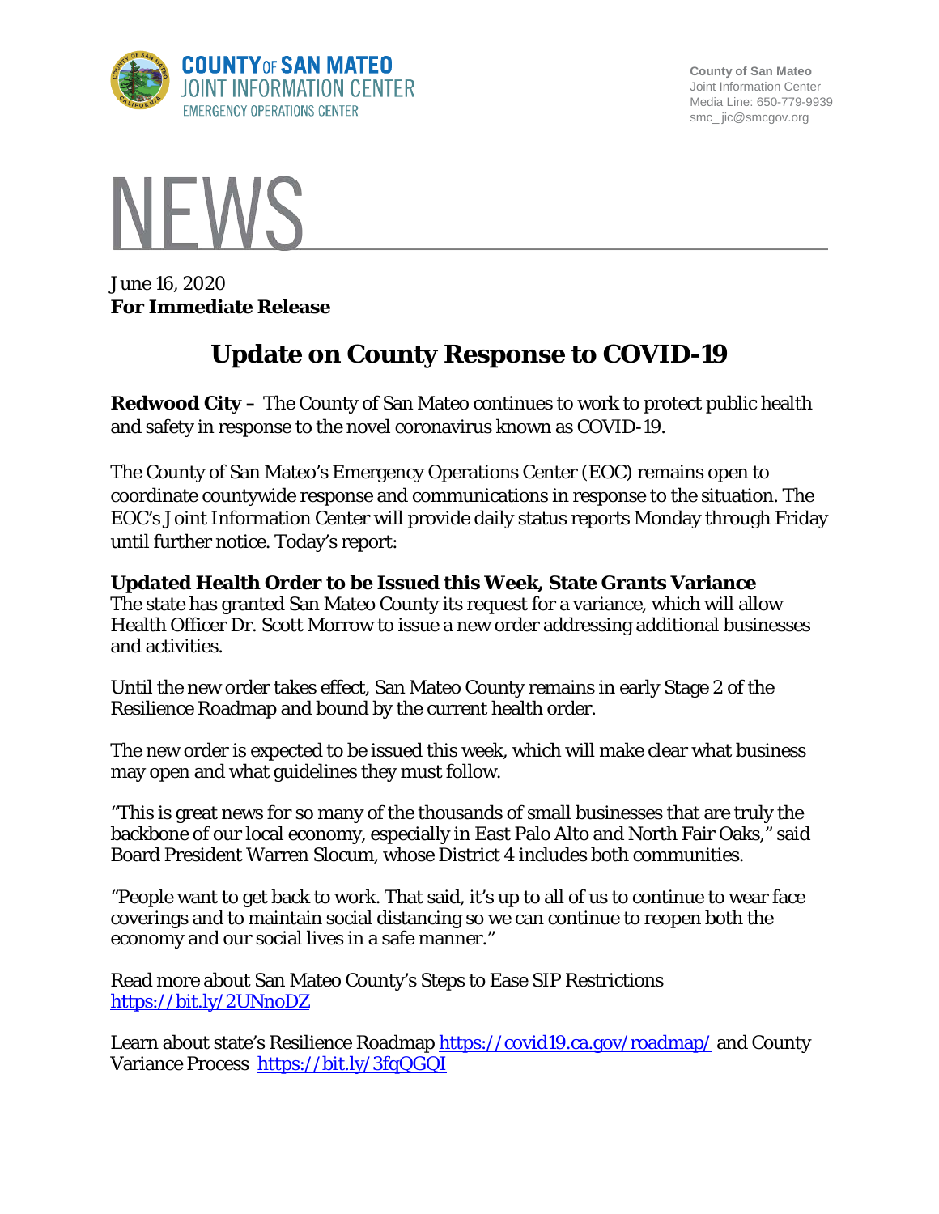**COUNTY OF SAN MATEO**
**JOINT INFORMATION CENTER**
EMERGENCY OPERATIONS CENTER

County of San Mateo
Joint Information Center
Media Line: 650-779-9939
smc_ jic@smcgov.org

# NEWS

June 16, 2020
**For Immediate Release**

## Update on County Response to COVID-19

**Redwood City –** The County of San Mateo continues to work to protect public health and safety in response to the novel coronavirus known as COVID-19.

The County of San Mateo's Emergency Operations Center (EOC) remains open to coordinate countywide response and communications in response to the situation. The EOC's Joint Information Center will provide daily status reports Monday through Friday until further notice. Today's report:

**Updated Health Order to be Issued this Week, State Grants Variance**
The state has granted San Mateo County its request for a variance, which will allow Health Officer Dr. Scott Morrow to issue a new order addressing additional businesses and activities.

Until the new order takes effect, San Mateo County remains in early Stage 2 of the Resilience Roadmap and bound by the current health order.

The new order is expected to be issued this week, which will make clear what business may open and what guidelines they must follow.

"This is great news for so many of the thousands of small businesses that are truly the backbone of our local economy, especially in East Palo Alto and North Fair Oaks," said Board President Warren Slocum, whose District 4 includes both communities.

"People want to get back to work. That said, it's up to all of us to continue to wear face coverings and to maintain social distancing so we can continue to reopen both the economy and our social lives in a safe manner."

Read more about San Mateo County's Steps to Ease SIP Restrictions https://bit.ly/2UNnoDZ

Learn about state's Resilience Roadmap https://covid19.ca.gov/roadmap/ and County Variance Process https://bit.ly/3fqQGQI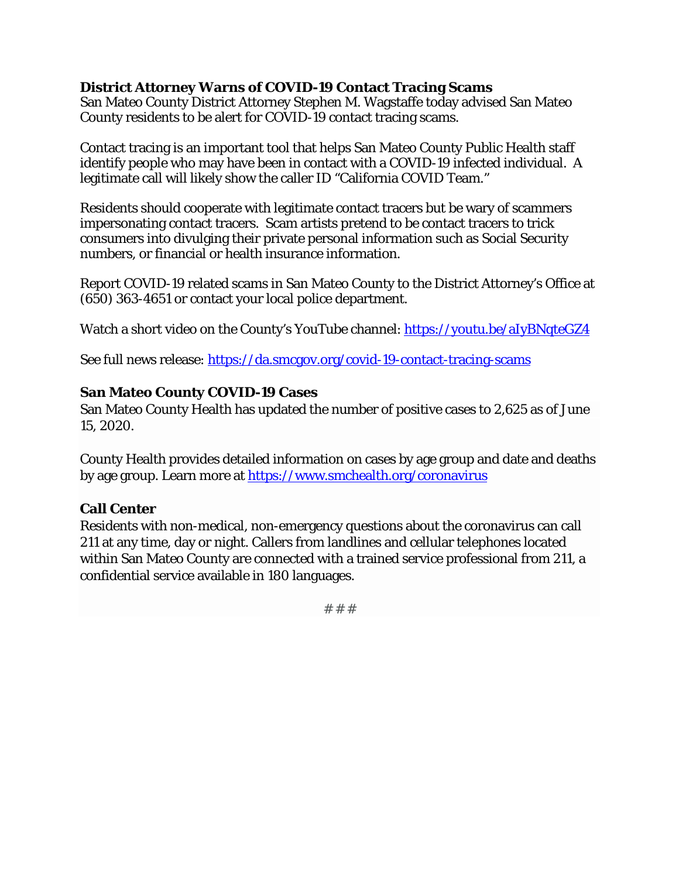**District Attorney Warns of COVID-19 Contact Tracing Scams**
San Mateo County District Attorney Stephen M. Wagstaffe today advised San Mateo County residents to be alert for COVID-19 contact tracing scams.

Contact tracing is an important tool that helps San Mateo County Public Health staff identify people who may have been in contact with a COVID-19 infected individual. A legitimate call will likely show the caller ID "California COVID Team."

Residents should cooperate with legitimate contact tracers but be wary of scammers impersonating contact tracers. Scam artists pretend to be contact tracers to trick consumers into divulging their private personal information such as Social Security numbers, or financial or health insurance information.

Report COVID-19 related scams in San Mateo County to the District Attorney's Office at (650) 363-4651 or contact your local police department.

Watch a short video on the County's YouTube channel: https://youtu.be/aIyBNqteGZ4

See full news release: https://da.smcgov.org/covid-19-contact-tracing-scams

**San Mateo County COVID-19 Cases**
San Mateo County Health has updated the number of positive cases to 2,625 as of June 15, 2020.

County Health provides detailed information on cases by age group and date and deaths by age group. Learn more at https://www.smchealth.org/coronavirus

**Call Center**
Residents with non-medical, non-emergency questions about the coronavirus can call 211 at any time, day or night. Callers from landlines and cellular telephones located within San Mateo County are connected with a trained service professional from 211, a confidential service available in 180 languages.

# # #